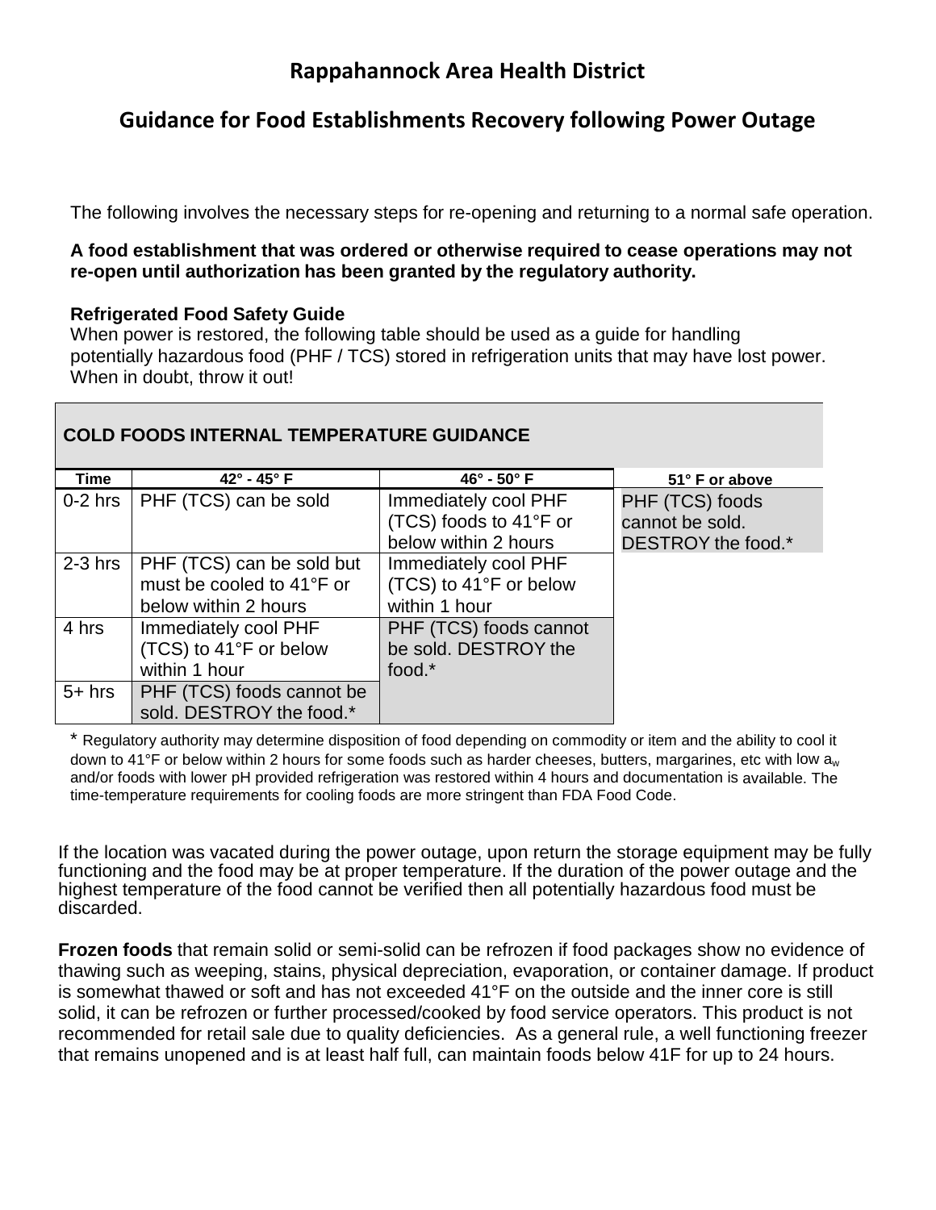# Rappahannock Area Health District

## Guidance for Food Establishments Recovery following Power Outage

The following involves the necessary steps for re-opening and returning to a normal safe operation.

**A food establishment that was ordered or otherwise required to cease operations may not re-open until authorization has been granted by the regulatory authority.**

**Refrigerated Food Safety Guide**
When power is restored, the following table should be used as a guide for handling potentially hazardous food (PHF / TCS) stored in refrigeration units that may have lost power. When in doubt, throw it out!

**COLD FOODS INTERNAL TEMPERATURE GUIDANCE**

| Time | 42° - 45° F | 46° - 50° F | 51° F or above |
|---|---|---|---|
| 0-2 hrs | PHF (TCS) can be sold | Immediately cool PHF (TCS) foods to 41°F or below within 2 hours | PHF (TCS) foods cannot be sold. DESTROY the food.* |
| 2-3 hrs | PHF (TCS) can be sold but must be cooled to 41°F or below within 2 hours | Immediately cool PHF (TCS) to 41°F or below within 1 hour | |
| 4 hrs | Immediately cool PHF (TCS) to 41°F or below within 1 hour | PHF (TCS) foods cannot be sold. DESTROY the food.* | |
| 5+ hrs | PHF (TCS) foods cannot be sold. DESTROY the food.* | | |

* Regulatory authority may determine disposition of food depending on commodity or item and the ability to cool it down to 41°F or below within 2 hours for some foods such as harder cheeses, butters, margarines, etc with low $a_w$ and/or foods with lower pH provided refrigeration was restored within 4 hours and documentation is available. The time-temperature requirements for cooling foods are more stringent than FDA Food Code.

If the location was vacated during the power outage, upon return the storage equipment may be fully functioning and the food may be at proper temperature. If the duration of the power outage and the highest temperature of the food cannot be verified then all potentially hazardous food must be discarded.

**Frozen foods** that remain solid or semi-solid can be refrozen if food packages show no evidence of thawing such as weeping, stains, physical depreciation, evaporation, or container damage. If product is somewhat thawed or soft and has not exceeded 41°F on the outside and the inner core is still solid, it can be refrozen or further processed/cooked by food service operators. This product is not recommended for retail sale due to quality deficiencies. As a general rule, a well functioning freezer that remains unopened and is at least half full, can maintain foods below 41F for up to 24 hours.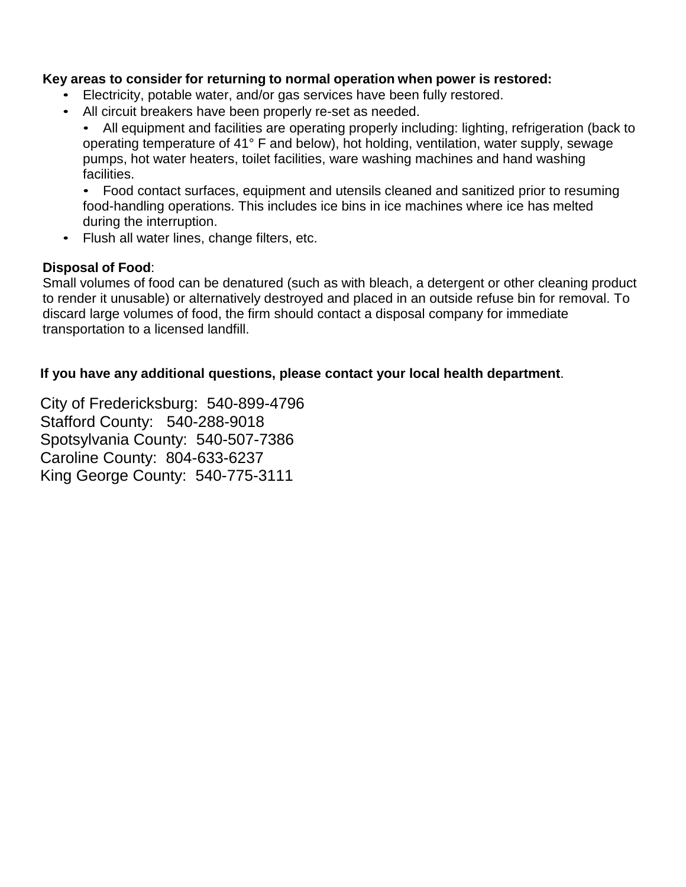**Key areas to consider for returning to normal operation when power is restored:**

- Electricity, potable water, and/or gas services have been fully restored.
- All circuit breakers have been properly re-set as needed.
- All equipment and facilities are operating properly including: lighting, refrigeration (back to operating temperature of 41° F and below), hot holding, ventilation, water supply, sewage pumps, hot water heaters, toilet facilities, ware washing machines and hand washing facilities.
- Food contact surfaces, equipment and utensils cleaned and sanitized prior to resuming food-handling operations. This includes ice bins in ice machines where ice has melted during the interruption.
- Flush all water lines, change filters, etc.

**Disposal of Food**:

Small volumes of food can be denatured (such as with bleach, a detergent or other cleaning product to render it unusable) or alternatively destroyed and placed in an outside refuse bin for removal. To discard large volumes of food, the firm should contact a disposal company for immediate transportation to a licensed landfill.

**If you have any additional questions, please contact your local health department**.

City of Fredericksburg: 540-899-4796
Stafford County: 540-288-9018
Spotsylvania County: 540-507-7386
Caroline County: 804-633-6237
King George County: 540-775-3111